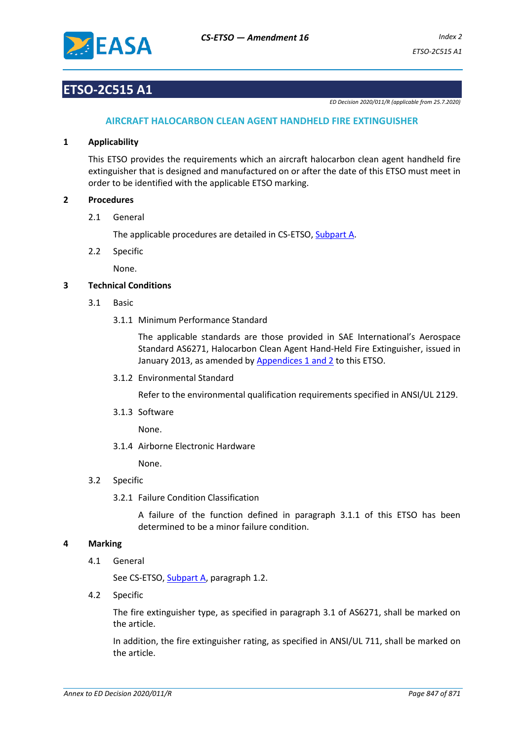# ETSO-2C515 A1

*ED Decision 2020/011/R (applicable from 25.7.2020)*

## AIRCRAFT HALOCARBON CLEAN AGENT HANDHELD FIRE EXTINGUISHER

### 1 Applicability

This ETSO provides the requirements which an aircraft halocarbon clean agent handheld fire extinguisher that is designed and manufactured on or after the date of this ETSO must meet in order to be identified with the applicable ETSO marking.

### 2 Procedures

2.1 General

The applicable procedures are detailed in CS-ETSO, Subpart A.

2.2 Specific

None.

### 3 Technical Conditions

3.1 Basic

3.1.1 Minimum Performance Standard

The applicable standards are those provided in SAE International's Aerospace Standard AS6271, Halocarbon Clean Agent Hand-Held Fire Extinguisher, issued in January 2013, as amended by Appendices 1 and 2 to this ETSO.

3.1.2 Environmental Standard

Refer to the environmental qualification requirements specified in ANSI/UL 2129.

3.1.3 Software

None.

3.1.4 Airborne Electronic Hardware

None.

3.2 Specific

3.2.1 Failure Condition Classification

A failure of the function defined in paragraph 3.1.1 of this ETSO has been determined to be a minor failure condition.

### 4 Marking

4.1 General

See CS-ETSO, Subpart A, paragraph 1.2.

4.2 Specific

The fire extinguisher type, as specified in paragraph 3.1 of AS6271, shall be marked on the article.

In addition, the fire extinguisher rating, as specified in ANSI/UL 711, shall be marked on the article.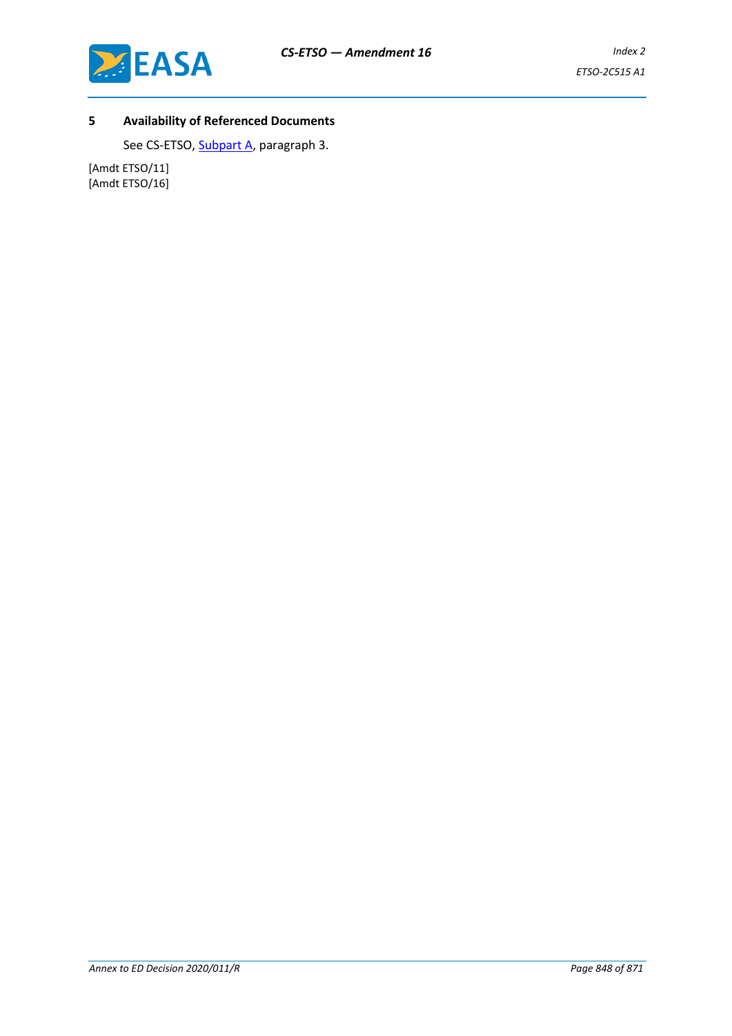## 5 Availability of Referenced Documents

See CS-ETSO, Subpart A, paragraph 3.

[Amdt ETSO/11]
[Amdt ETSO/16]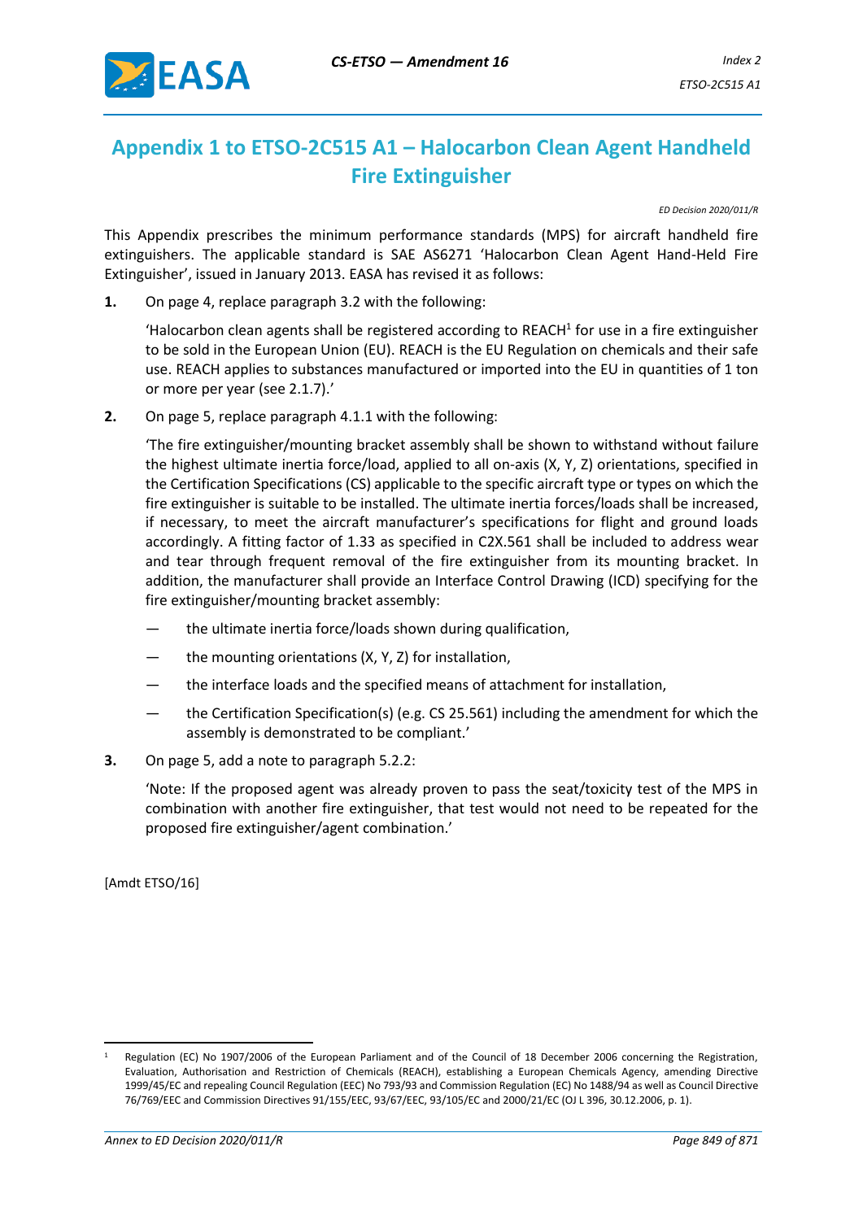# Appendix 1 to ETSO-2C515 A1 – Halocarbon Clean Agent Handheld Fire Extinguisher

*ED Decision 2020/011/R*

This Appendix prescribes the minimum performance standards (MPS) for aircraft handheld fire extinguishers. The applicable standard is SAE AS6271 'Halocarbon Clean Agent Hand-Held Fire Extinguisher', issued in January 2013. EASA has revised it as follows:

**1.** On page 4, replace paragraph 3.2 with the following:

'Halocarbon clean agents shall be registered according to REACH[1] for use in a fire extinguisher to be sold in the European Union (EU). REACH is the EU Regulation on chemicals and their safe use. REACH applies to substances manufactured or imported into the EU in quantities of 1 ton or more per year (see 2.1.7).'

**2.** On page 5, replace paragraph 4.1.1 with the following:

'The fire extinguisher/mounting bracket assembly shall be shown to withstand without failure the highest ultimate inertia force/load, applied to all on-axis (X, Y, Z) orientations, specified in the Certification Specifications (CS) applicable to the specific aircraft type or types on which the fire extinguisher is suitable to be installed. The ultimate inertia forces/loads shall be increased, if necessary, to meet the aircraft manufacturer's specifications for flight and ground loads accordingly. A fitting factor of 1.33 as specified in C2X.561 shall be included to address wear and tear through frequent removal of the fire extinguisher from its mounting bracket. In addition, the manufacturer shall provide an Interface Control Drawing (ICD) specifying for the fire extinguisher/mounting bracket assembly:

- the ultimate inertia force/loads shown during qualification,
- the mounting orientations (X, Y, Z) for installation,
- the interface loads and the specified means of attachment for installation,
- the Certification Specification(s) (e.g. CS 25.561) including the amendment for which the assembly is demonstrated to be compliant.'

**3.** On page 5, add a note to paragraph 5.2.2:

'Note: If the proposed agent was already proven to pass the seat/toxicity test of the MPS in combination with another fire extinguisher, that test would not need to be repeated for the proposed fire extinguisher/agent combination.'

[Amdt ETSO/16]

---

[1] Regulation (EC) No 1907/2006 of the European Parliament and of the Council of 18 December 2006 concerning the Registration, Evaluation, Authorisation and Restriction of Chemicals (REACH), establishing a European Chemicals Agency, amending Directive 1999/45/EC and repealing Council Regulation (EEC) No 793/93 and Commission Regulation (EC) No 1488/94 as well as Council Directive 76/769/EEC and Commission Directives 91/155/EEC, 93/67/EEC, 93/105/EC and 2000/21/EC (OJ L 396, 30.12.2006, p. 1).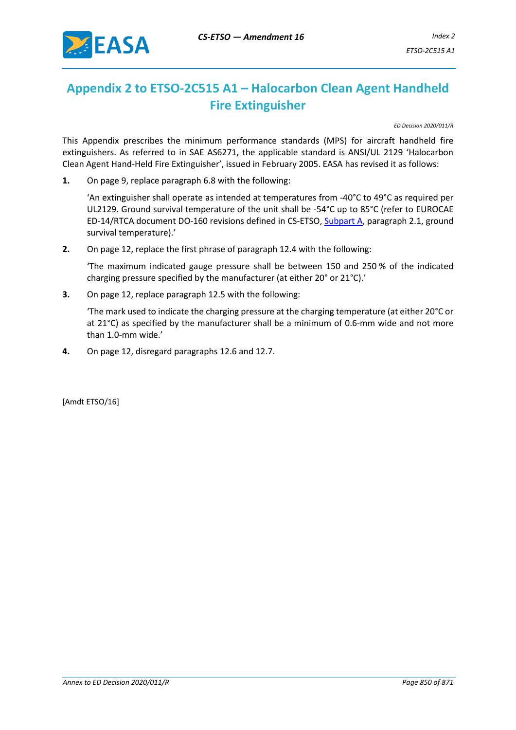# Appendix 2 to ETSO-2C515 A1 – Halocarbon Clean Agent Handheld Fire Extinguisher

*ED Decision 2020/011/R*

This Appendix prescribes the minimum performance standards (MPS) for aircraft handheld fire extinguishers. As referred to in SAE AS6271, the applicable standard is ANSI/UL 2129 'Halocarbon Clean Agent Hand-Held Fire Extinguisher', issued in February 2005. EASA has revised it as follows:

**1.** On page 9, replace paragraph 6.8 with the following:

'An extinguisher shall operate as intended at temperatures from -40°C to 49°C as required per UL2129. Ground survival temperature of the unit shall be -54°C up to 85°C (refer to EUROCAE ED-14/RTCA document DO-160 revisions defined in CS-ETSO, Subpart A, paragraph 2.1, ground survival temperature).'

**2.** On page 12, replace the first phrase of paragraph 12.4 with the following:

'The maximum indicated gauge pressure shall be between 150 and 250 % of the indicated charging pressure specified by the manufacturer (at either 20° or 21°C).'

**3.** On page 12, replace paragraph 12.5 with the following:

'The mark used to indicate the charging pressure at the charging temperature (at either 20°C or at 21°C) as specified by the manufacturer shall be a minimum of 0.6-mm wide and not more than 1.0-mm wide.'

**4.** On page 12, disregard paragraphs 12.6 and 12.7.

[Amdt ETSO/16]